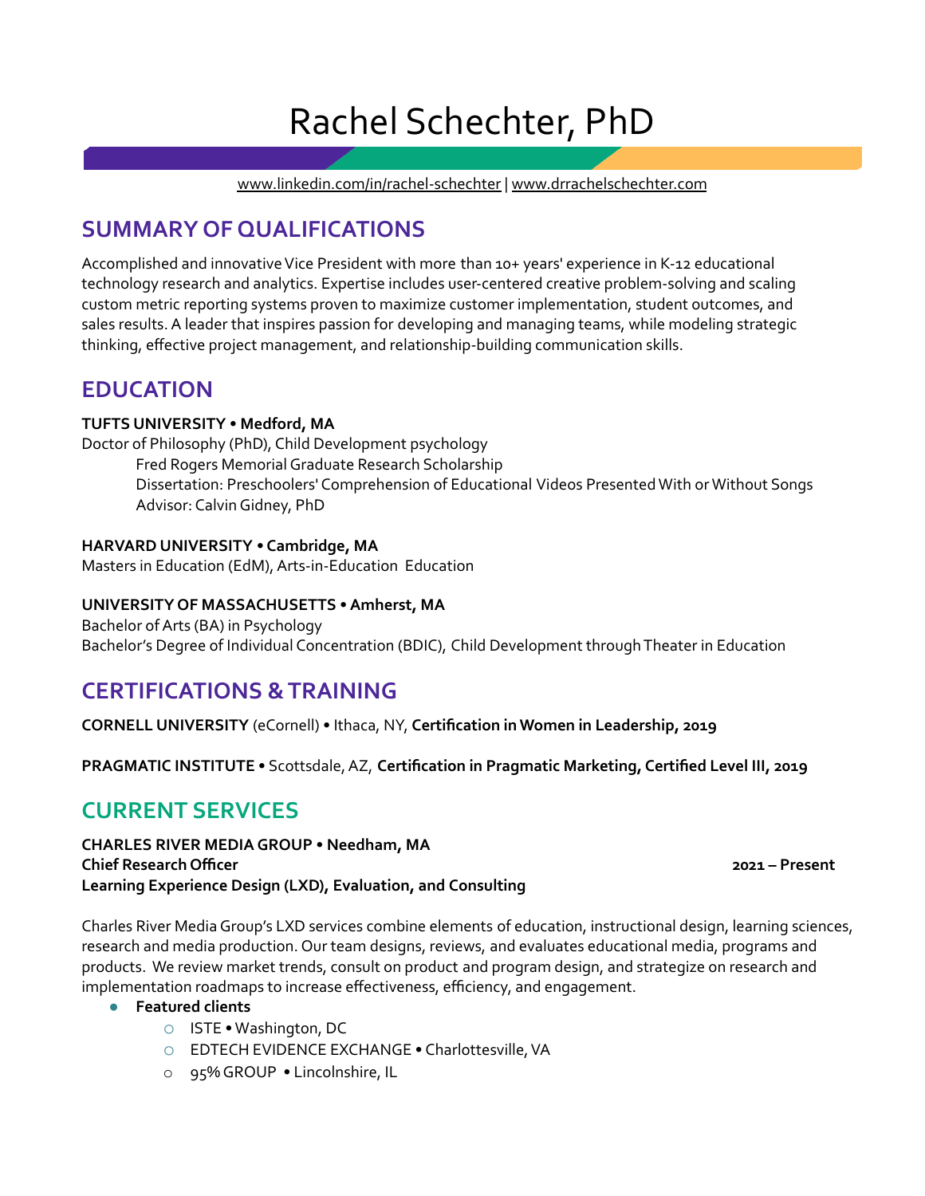# Rachel Schechter, PhD

www.linkedin.com/in/rachel-schechter | www.drrachelschechter.com

## SUMMARY OF QUALIFICATIONS

Accomplished and innovative Vice President with more than 10+ years' experience in K-12 educational technology research and analytics. Expertise includes user-centered creative problem-solving and scaling custom metric reporting systems proven to maximize customer implementation, student outcomes, and sales results. A leader that inspires passion for developing and managing teams, while modeling strategic thinking, effective project management, and relationship-building communication skills.

## EDUCATION

**TUFTS UNIVERSITY • Medford, MA**
Doctor of Philosophy (PhD), Child Development psychology
> Fred Rogers Memorial Graduate Research Scholarship
> Dissertation: Preschoolers' Comprehension of Educational Videos Presented With or Without Songs
> Advisor: Calvin Gidney, PhD

**HARVARD UNIVERSITY • Cambridge, MA**
Masters in Education (EdM), Arts-in-Education Education

**UNIVERSITY OF MASSACHUSETTS • Amherst, MA**
Bachelor of Arts (BA) in Psychology
Bachelor's Degree of Individual Concentration (BDIC), Child Development through Theater in Education

## CERTIFICATIONS & TRAINING

**CORNELL UNIVERSITY** (eCornell) • Ithaca, NY, **Certification in Women in Leadership, 2019**

**PRAGMATIC INSTITUTE •** Scottsdale, AZ, **Certification in Pragmatic Marketing, Certified Level III, 2019**

## CURRENT SERVICES

**CHARLES RIVER MEDIA GROUP • Needham, MA**
**Chief Research Officer** **2021 – Present**
**Learning Experience Design (LXD), Evaluation, and Consulting**

Charles River Media Group's LXD services combine elements of education, instructional design, learning sciences, research and media production. Our team designs, reviews, and evaluates educational media, programs and products. We review market trends, consult on product and program design, and strategize on research and implementation roadmaps to increase effectiveness, efficiency, and engagement.

- **Featured clients**
  - ISTE • Washington, DC
  - EDTECH EVIDENCE EXCHANGE • Charlottesville, VA
  - 95% GROUP • Lincolnshire, IL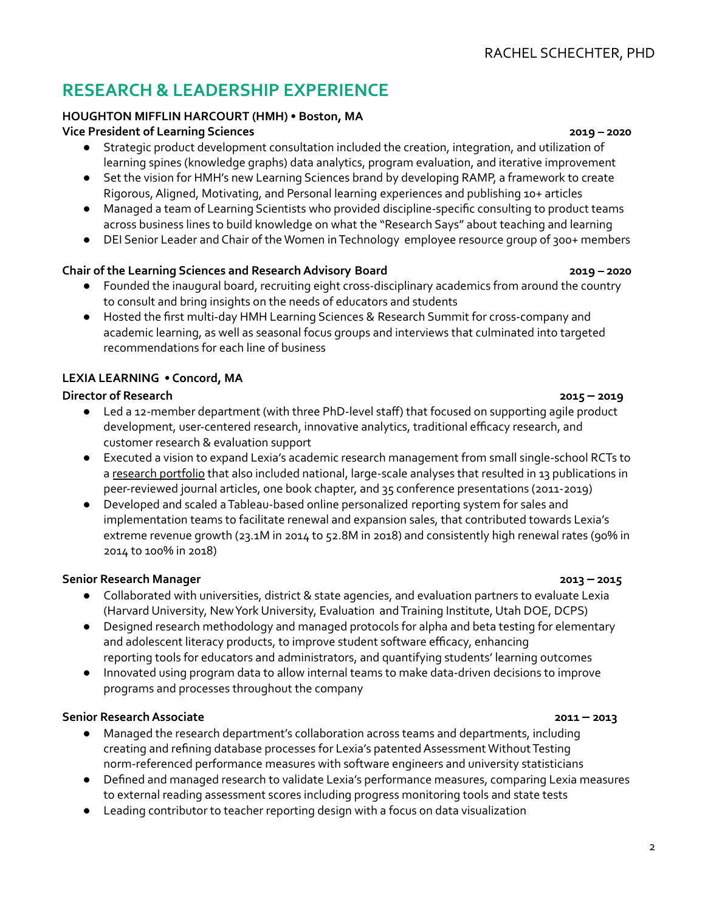## RESEARCH & LEADERSHIP EXPERIENCE

**HOUGHTON MIFFLIN HARCOURT (HMH) • Boston, MA**

**Vice President of Learning Sciences** **2019 – 2020**

- Strategic product development consultation included the creation, integration, and utilization of learning spines (knowledge graphs) data analytics, program evaluation, and iterative improvement
- Set the vision for HMH's new Learning Sciences brand by developing RAMP, a framework to create Rigorous, Aligned, Motivating, and Personal learning experiences and publishing 10+ articles
- Managed a team of Learning Scientists who provided discipline-specific consulting to product teams across business lines to build knowledge on what the "Research Says" about teaching and learning
- DEI Senior Leader and Chair of the Women in Technology employee resource group of 300+ members

**Chair of the Learning Sciences and Research Advisory Board** **2019 – 2020**

- Founded the inaugural board, recruiting eight cross-disciplinary academics from around the country to consult and bring insights on the needs of educators and students
- Hosted the first multi-day HMH Learning Sciences & Research Summit for cross-company and academic learning, as well as seasonal focus groups and interviews that culminated into targeted recommendations for each line of business

**LEXIA LEARNING • Concord, MA**

**Director of Research** **2015 – 2019**

- Led a 12-member department (with three PhD-level staff) that focused on supporting agile product development, user-centered research, innovative analytics, traditional efficacy research, and customer research & evaluation support
- Executed a vision to expand Lexia's academic research management from small single-school RCTs to a research portfolio that also included national, large-scale analyses that resulted in 13 publications in peer-reviewed journal articles, one book chapter, and 35 conference presentations (2011-2019)
- Developed and scaled a Tableau-based online personalized reporting system for sales and implementation teams to facilitate renewal and expansion sales, that contributed towards Lexia's extreme revenue growth (23.1M in 2014 to 52.8M in 2018) and consistently high renewal rates (90% in 2014 to 100% in 2018)

**Senior Research Manager** **2013 – 2015**

- Collaborated with universities, district & state agencies, and evaluation partners to evaluate Lexia (Harvard University, New York University, Evaluation and Training Institute, Utah DOE, DCPS)
- Designed research methodology and managed protocols for alpha and beta testing for elementary and adolescent literacy products, to improve student software efficacy, enhancing reporting tools for educators and administrators, and quantifying students' learning outcomes
- Innovated using program data to allow internal teams to make data-driven decisions to improve programs and processes throughout the company

**Senior Research Associate** **2011 – 2013**

- Managed the research department's collaboration across teams and departments, including creating and refining database processes for Lexia's patented Assessment Without Testing norm-referenced performance measures with software engineers and university statisticians
- Defined and managed research to validate Lexia's performance measures, comparing Lexia measures to external reading assessment scores including progress monitoring tools and state tests
- Leading contributor to teacher reporting design with a focus on data visualization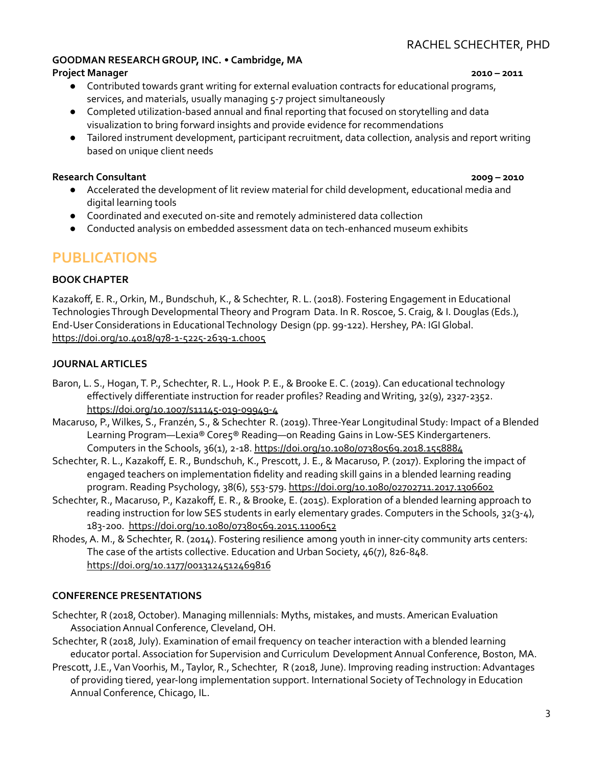**GOODMAN RESEARCH GROUP, INC. • Cambridge, MA**

**Project Manager** **2010 – 2011**

- Contributed towards grant writing for external evaluation contracts for educational programs, services, and materials, usually managing 5-7 project simultaneously
- Completed utilization-based annual and final reporting that focused on storytelling and data visualization to bring forward insights and provide evidence for recommendations
- Tailored instrument development, participant recruitment, data collection, analysis and report writing based on unique client needs

**Research Consultant** **2009 – 2010**

- Accelerated the development of lit review material for child development, educational media and digital learning tools
- Coordinated and executed on-site and remotely administered data collection
- Conducted analysis on embedded assessment data on tech-enhanced museum exhibits

## PUBLICATIONS

### BOOK CHAPTER

Kazakoff, E. R., Orkin, M., Bundschuh, K., & Schechter, R. L. (2018). Fostering Engagement in Educational Technologies Through Developmental Theory and Program Data. In R. Roscoe, S. Craig, & I. Douglas (Eds.), End-User Considerations in Educational Technology Design (pp. 99-122). Hershey, PA: IGI Global. https://doi.org/10.4018/978-1-5225-2639-1.ch005

### JOURNAL ARTICLES

Baron, L. S., Hogan, T. P., Schechter, R. L., Hook P. E., & Brooke E. C. (2019). Can educational technology effectively differentiate instruction for reader profiles? Reading and Writing, 32(9), 2327-2352. https://doi.org/10.1007/s11145-019-09949-4

Macaruso, P., Wilkes, S., Franzén, S., & Schechter R. (2019). Three-Year Longitudinal Study: Impact of a Blended Learning Program—Lexia® Core5® Reading—on Reading Gains in Low-SES Kindergarteners. Computers in the Schools, 36(1), 2-18. https://doi.org/10.1080/07380569.2018.1558884

Schechter, R. L., Kazakoff, E. R., Bundschuh, K., Prescott, J. E., & Macaruso, P. (2017). Exploring the impact of engaged teachers on implementation fidelity and reading skill gains in a blended learning reading program. Reading Psychology, 38(6), 553-579. https://doi.org/10.1080/02702711.2017.1306602

Schechter, R., Macaruso, P., Kazakoff, E. R., & Brooke, E. (2015). Exploration of a blended learning approach to reading instruction for low SES students in early elementary grades. Computers in the Schools, 32(3-4), 183-200. https://doi.org/10.1080/07380569.2015.1100652

Rhodes, A. M., & Schechter, R. (2014). Fostering resilience among youth in inner-city community arts centers: The case of the artists collective. Education and Urban Society, 46(7), 826-848. https://doi.org/10.1177/0013124512469816

### CONFERENCE PRESENTATIONS

Schechter, R (2018, October). Managing millennials: Myths, mistakes, and musts. American Evaluation Association Annual Conference, Cleveland, OH.

Schechter, R (2018, July). Examination of email frequency on teacher interaction with a blended learning educator portal. Association for Supervision and Curriculum Development Annual Conference, Boston, MA.

Prescott, J.E., Van Voorhis, M., Taylor, R., Schechter, R (2018, June). Improving reading instruction: Advantages of providing tiered, year-long implementation support. International Society of Technology in Education Annual Conference, Chicago, IL.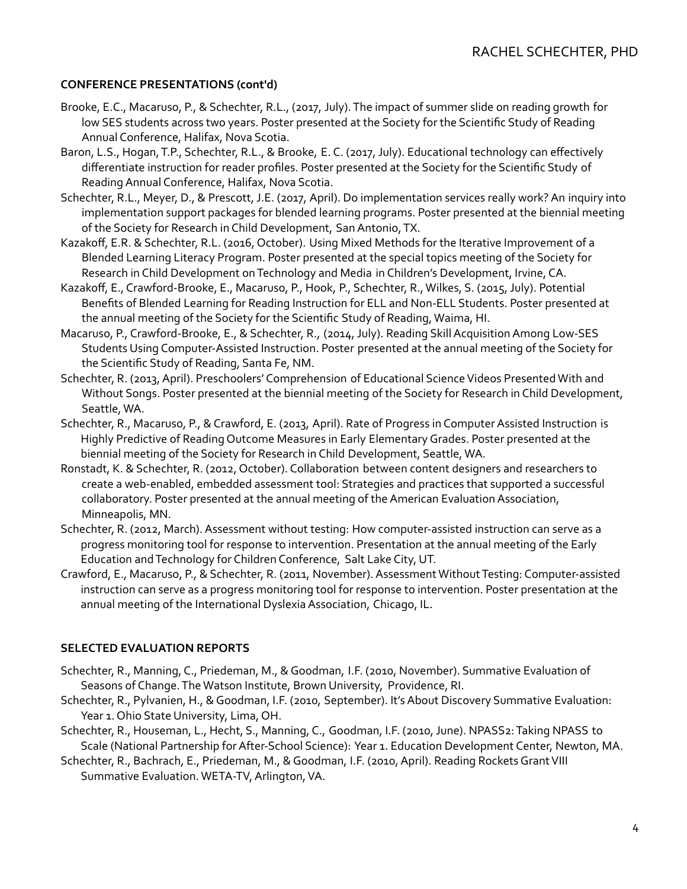## CONFERENCE PRESENTATIONS (cont'd)

Brooke, E.C., Macaruso, P., & Schechter, R.L., (2017, July). The impact of summer slide on reading growth for low SES students across two years. Poster presented at the Society for the Scientific Study of Reading Annual Conference, Halifax, Nova Scotia.

Baron, L.S., Hogan, T.P., Schechter, R.L., & Brooke, E. C. (2017, July). Educational technology can effectively differentiate instruction for reader profiles. Poster presented at the Society for the Scientific Study of Reading Annual Conference, Halifax, Nova Scotia.

Schechter, R.L., Meyer, D., & Prescott, J.E. (2017, April). Do implementation services really work? An inquiry into implementation support packages for blended learning programs. Poster presented at the biennial meeting of the Society for Research in Child Development, San Antonio, TX.

Kazakoff, E.R. & Schechter, R.L. (2016, October). Using Mixed Methods for the Iterative Improvement of a Blended Learning Literacy Program. Poster presented at the special topics meeting of the Society for Research in Child Development on Technology and Media in Children's Development, Irvine, CA.

Kazakoff, E., Crawford-Brooke, E., Macaruso, P., Hook, P., Schechter, R., Wilkes, S. (2015, July). Potential Benefits of Blended Learning for Reading Instruction for ELL and Non-ELL Students. Poster presented at the annual meeting of the Society for the Scientific Study of Reading, Waima, HI.

Macaruso, P., Crawford-Brooke, E., & Schechter, R., (2014, July). Reading Skill Acquisition Among Low-SES Students Using Computer-Assisted Instruction. Poster presented at the annual meeting of the Society for the Scientific Study of Reading, Santa Fe, NM.

Schechter, R. (2013, April). Preschoolers' Comprehension of Educational Science Videos Presented With and Without Songs. Poster presented at the biennial meeting of the Society for Research in Child Development, Seattle, WA.

Schechter, R., Macaruso, P., & Crawford, E. (2013, April). Rate of Progress in Computer Assisted Instruction is Highly Predictive of Reading Outcome Measures in Early Elementary Grades. Poster presented at the biennial meeting of the Society for Research in Child Development, Seattle, WA.

Ronstadt, K. & Schechter, R. (2012, October). Collaboration between content designers and researchers to create a web-enabled, embedded assessment tool: Strategies and practices that supported a successful collaboratory. Poster presented at the annual meeting of the American Evaluation Association, Minneapolis, MN.

Schechter, R. (2012, March). Assessment without testing: How computer-assisted instruction can serve as a progress monitoring tool for response to intervention. Presentation at the annual meeting of the Early Education and Technology for Children Conference, Salt Lake City, UT.

Crawford, E., Macaruso, P., & Schechter, R. (2011, November). Assessment Without Testing: Computer-assisted instruction can serve as a progress monitoring tool for response to intervention. Poster presentation at the annual meeting of the International Dyslexia Association, Chicago, IL.

## SELECTED EVALUATION REPORTS

Schechter, R., Manning, C., Priedeman, M., & Goodman, I.F. (2010, November). Summative Evaluation of Seasons of Change. The Watson Institute, Brown University, Providence, RI.

Schechter, R., Pylvanien, H., & Goodman, I.F. (2010, September). It's About Discovery Summative Evaluation: Year 1. Ohio State University, Lima, OH.

Schechter, R., Houseman, L., Hecht, S., Manning, C., Goodman, I.F. (2010, June). NPASS2: Taking NPASS to Scale (National Partnership for After-School Science): Year 1. Education Development Center, Newton, MA.

Schechter, R., Bachrach, E., Priedeman, M., & Goodman, I.F. (2010, April). Reading Rockets Grant VIII Summative Evaluation. WETA-TV, Arlington, VA.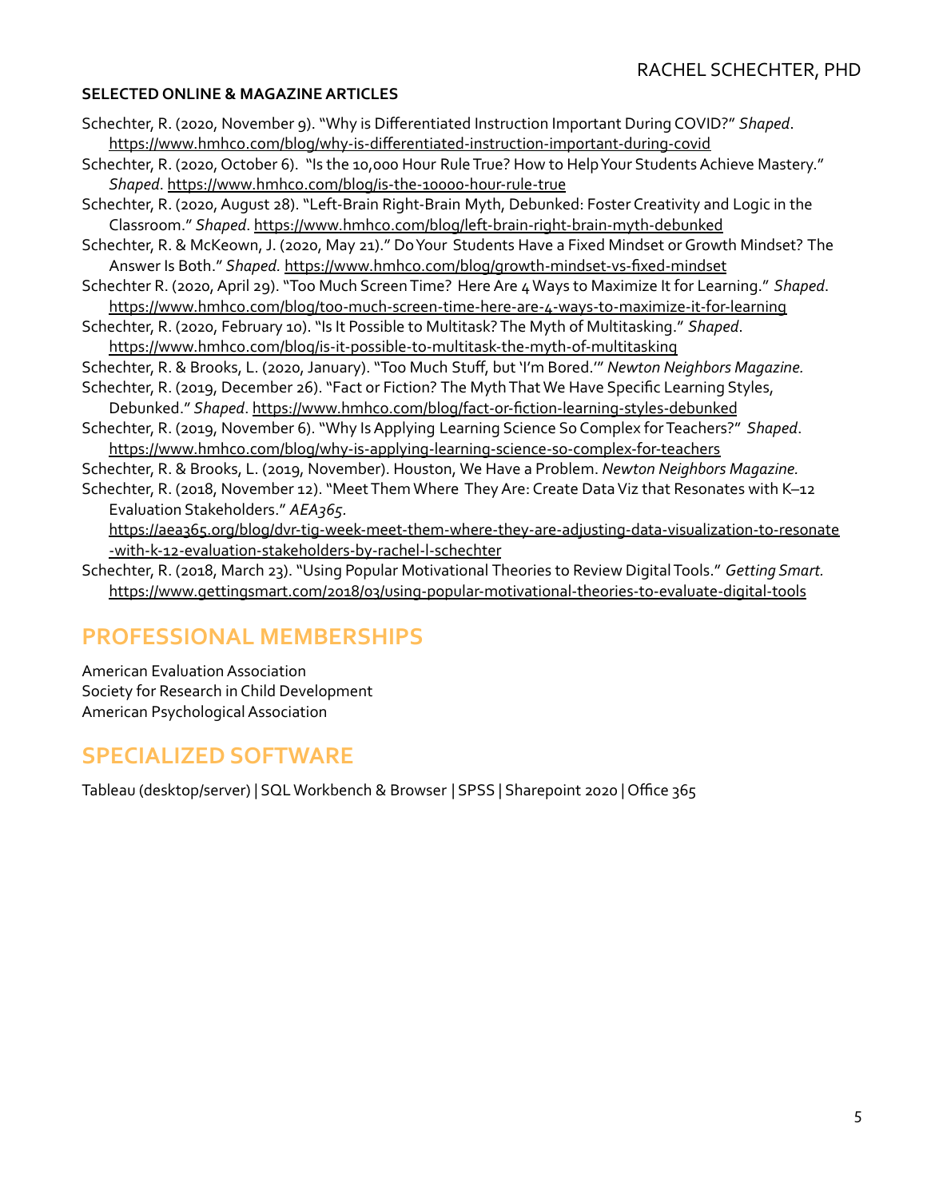**SELECTED ONLINE & MAGAZINE ARTICLES**

Schechter, R. (2020, November 9). "Why is Differentiated Instruction Important During COVID?" *Shaped*. https://www.hmhco.com/blog/why-is-differentiated-instruction-important-during-covid

Schechter, R. (2020, October 6). "Is the 10,000 Hour Rule True? How to Help Your Students Achieve Mastery." *Shaped*. https://www.hmhco.com/blog/is-the-10000-hour-rule-true

Schechter, R. (2020, August 28). "Left-Brain Right-Brain Myth, Debunked: Foster Creativity and Logic in the Classroom." *Shaped*. https://www.hmhco.com/blog/left-brain-right-brain-myth-debunked

Schechter, R. & McKeown, J. (2020, May 21)." Do Your Students Have a Fixed Mindset or Growth Mindset? The Answer Is Both." *Shaped.* https://www.hmhco.com/blog/growth-mindset-vs-fixed-mindset

Schechter R. (2020, April 29). "Too Much Screen Time? Here Are 4 Ways to Maximize It for Learning." *Shaped*. https://www.hmhco.com/blog/too-much-screen-time-here-are-4-ways-to-maximize-it-for-learning

Schechter, R. (2020, February 10). "Is It Possible to Multitask? The Myth of Multitasking." *Shaped*. https://www.hmhco.com/blog/is-it-possible-to-multitask-the-myth-of-multitasking

Schechter, R. & Brooks, L. (2020, January). "Too Much Stuff, but 'I'm Bored.'" *Newton Neighbors Magazine.*

Schechter, R. (2019, December 26). "Fact or Fiction? The Myth That We Have Specific Learning Styles, Debunked." *Shaped*. https://www.hmhco.com/blog/fact-or-fiction-learning-styles-debunked

Schechter, R. (2019, November 6). "Why Is Applying Learning Science So Complex for Teachers?" *Shaped*. https://www.hmhco.com/blog/why-is-applying-learning-science-so-complex-for-teachers

Schechter, R. & Brooks, L. (2019, November). Houston, We Have a Problem. *Newton Neighbors Magazine.*

Schechter, R. (2018, November 12). "Meet Them Where They Are: Create Data Viz that Resonates with K–12 Evaluation Stakeholders." *AEA365*. https://aea365.org/blog/dvr-tig-week-meet-them-where-they-are-adjusting-data-visualization-to-resonate-with-k-12-evaluation-stakeholders-by-rachel-l-schechter

Schechter, R. (2018, March 23). "Using Popular Motivational Theories to Review Digital Tools." *Getting Smart.* https://www.gettingsmart.com/2018/03/using-popular-motivational-theories-to-evaluate-digital-tools

## PROFESSIONAL MEMBERSHIPS

American Evaluation Association
Society for Research in Child Development
American Psychological Association

## SPECIALIZED SOFTWARE

Tableau (desktop/server) | SQL Workbench & Browser | SPSS | Sharepoint 2020 | Office 365